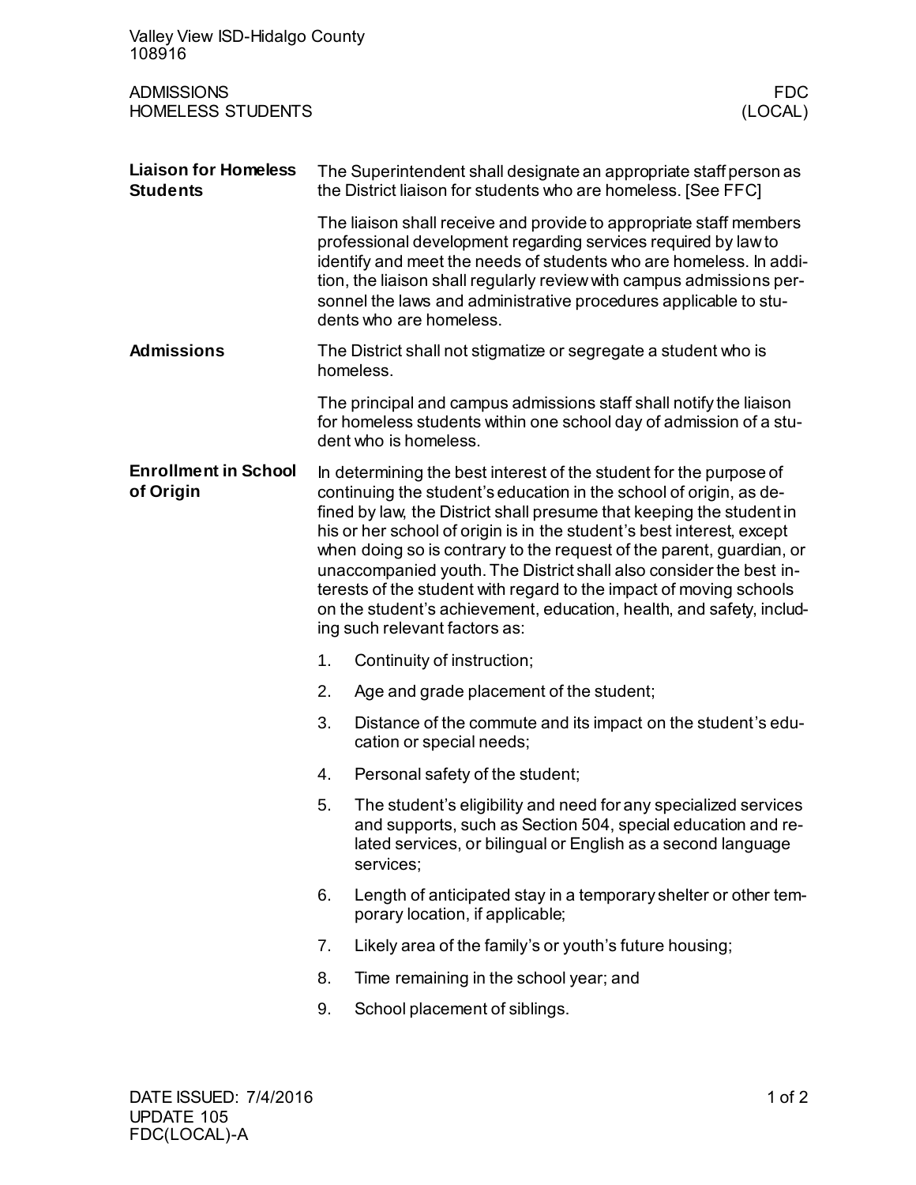## ADMISSIONS
## HOMELESS STUDENTS

**FDC (LOCAL)**

### Liaison for Homeless Students

The Superintendent shall designate an appropriate staff person as the District liaison for students who are homeless. [See FFC]

The liaison shall receive and provide to appropriate staff members professional development regarding services required by law to identify and meet the needs of students who are homeless. In addition, the liaison shall regularly review with campus admissions personnel the laws and administrative procedures applicable to students who are homeless.

### Admissions

The District shall not stigmatize or segregate a student who is homeless.

The principal and campus admissions staff shall notify the liaison for homeless students within one school day of admission of a student who is homeless.

### Enrollment in School of Origin

In determining the best interest of the student for the purpose of continuing the student's education in the school of origin, as defined by law, the District shall presume that keeping the student in his or her school of origin is in the student's best interest, except when doing so is contrary to the request of the parent, guardian, or unaccompanied youth. The District shall also consider the best interests of the student with regard to the impact of moving schools on the student's achievement, education, health, and safety, including such relevant factors as:

1. Continuity of instruction;
2. Age and grade placement of the student;
3. Distance of the commute and its impact on the student's education or special needs;
4. Personal safety of the student;
5. The student's eligibility and need for any specialized services and supports, such as Section 504, special education and related services, or bilingual or English as a second language services;
6. Length of anticipated stay in a temporary shelter or other temporary location, if applicable;
7. Likely area of the family's or youth's future housing;
8. Time remaining in the school year; and
9. School placement of siblings.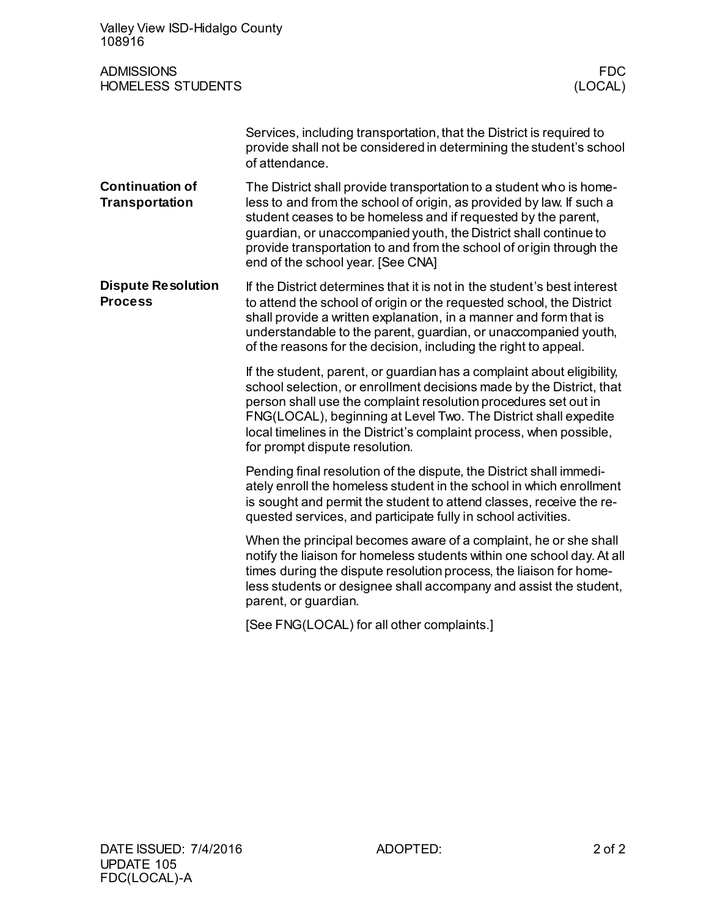Services, including transportation, that the District is required to provide shall not be considered in determining the student's school of attendance.

**Continuation of Transportation**

The District shall provide transportation to a student who is homeless to and from the school of origin, as provided by law. If such a student ceases to be homeless and if requested by the parent, guardian, or unaccompanied youth, the District shall continue to provide transportation to and from the school of origin through the end of the school year. [See CNA]

**Dispute Resolution Process**

If the District determines that it is not in the student's best interest to attend the school of origin or the requested school, the District shall provide a written explanation, in a manner and form that is understandable to the parent, guardian, or unaccompanied youth, of the reasons for the decision, including the right to appeal.

If the student, parent, or guardian has a complaint about eligibility, school selection, or enrollment decisions made by the District, that person shall use the complaint resolution procedures set out in FNG(LOCAL), beginning at Level Two. The District shall expedite local timelines in the District's complaint process, when possible, for prompt dispute resolution.

Pending final resolution of the dispute, the District shall immediately enroll the homeless student in the school in which enrollment is sought and permit the student to attend classes, receive the requested services, and participate fully in school activities.

When the principal becomes aware of a complaint, he or she shall notify the liaison for homeless students within one school day. At all times during the dispute resolution process, the liaison for homeless students or designee shall accompany and assist the student, parent, or guardian.

[See FNG(LOCAL) for all other complaints.]